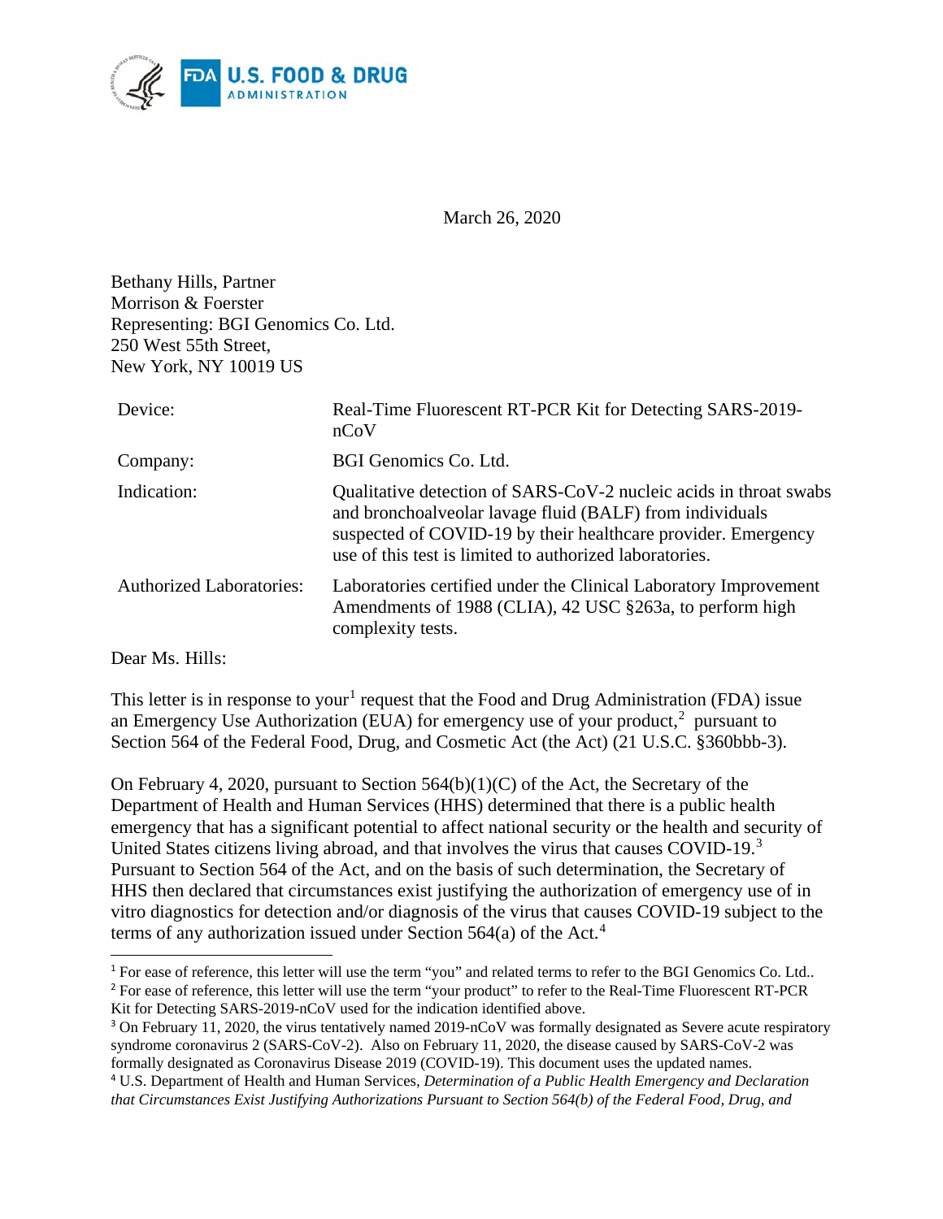March 26, 2020

Bethany Hills, Partner
Morrison & Foerster
Representing: BGI Genomics Co. Ltd.
250 West 55th Street,
New York, NY 10019 US

| | |
|---|---|
| Device: | Real-Time Fluorescent RT-PCR Kit for Detecting SARS-2019-nCoV |
| Company: | BGI Genomics Co. Ltd. |
| Indication: | Qualitative detection of SARS-CoV-2 nucleic acids in throat swabs and bronchoalveolar lavage fluid (BALF) from individuals suspected of COVID-19 by their healthcare provider. Emergency use of this test is limited to authorized laboratories. |
| Authorized Laboratories: | Laboratories certified under the Clinical Laboratory Improvement Amendments of 1988 (CLIA), 42 USC §263a, to perform high complexity tests. |

Dear Ms. Hills:

This letter is in response to your[1] request that the Food and Drug Administration (FDA) issue an Emergency Use Authorization (EUA) for emergency use of your product,[2] pursuant to Section 564 of the Federal Food, Drug, and Cosmetic Act (the Act) (21 U.S.C. §360bbb-3).

On February 4, 2020, pursuant to Section 564(b)(1)(C) of the Act, the Secretary of the Department of Health and Human Services (HHS) determined that there is a public health emergency that has a significant potential to affect national security or the health and security of United States citizens living abroad, and that involves the virus that causes COVID-19.[3] Pursuant to Section 564 of the Act, and on the basis of such determination, the Secretary of HHS then declared that circumstances exist justifying the authorization of emergency use of in vitro diagnostics for detection and/or diagnosis of the virus that causes COVID-19 subject to the terms of any authorization issued under Section 564(a) of the Act.[4]

---

[1] For ease of reference, this letter will use the term "you" and related terms to refer to the BGI Genomics Co. Ltd..

[2] For ease of reference, this letter will use the term "your product" to refer to the Real-Time Fluorescent RT-PCR Kit for Detecting SARS-2019-nCoV used for the indication identified above.

[3] On February 11, 2020, the virus tentatively named 2019-nCoV was formally designated as Severe acute respiratory syndrome coronavirus 2 (SARS-CoV-2). Also on February 11, 2020, the disease caused by SARS-CoV-2 was formally designated as Coronavirus Disease 2019 (COVID-19). This document uses the updated names.

[4] U.S. Department of Health and Human Services, *Determination of a Public Health Emergency and Declaration that Circumstances Exist Justifying Authorizations Pursuant to Section 564(b) of the Federal Food, Drug, and*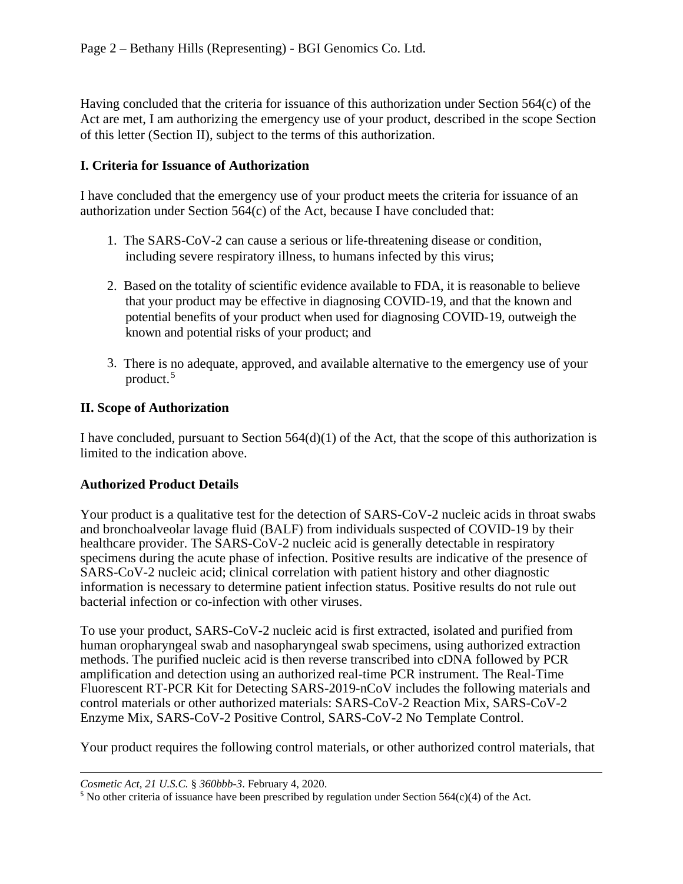Having concluded that the criteria for issuance of this authorization under Section 564(c) of the Act are met, I am authorizing the emergency use of your product, described in the scope Section of this letter (Section II), subject to the terms of this authorization.

## I. Criteria for Issuance of Authorization

I have concluded that the emergency use of your product meets the criteria for issuance of an authorization under Section 564(c) of the Act, because I have concluded that:

1. The SARS-CoV-2 can cause a serious or life-threatening disease or condition, including severe respiratory illness, to humans infected by this virus;

2. Based on the totality of scientific evidence available to FDA, it is reasonable to believe that your product may be effective in diagnosing COVID-19, and that the known and potential benefits of your product when used for diagnosing COVID-19, outweigh the known and potential risks of your product; and

3. There is no adequate, approved, and available alternative to the emergency use of your product.[5]

## II. Scope of Authorization

I have concluded, pursuant to Section 564(d)(1) of the Act, that the scope of this authorization is limited to the indication above.

### Authorized Product Details

Your product is a qualitative test for the detection of SARS-CoV-2 nucleic acids in throat swabs and bronchoalveolar lavage fluid (BALF) from individuals suspected of COVID-19 by their healthcare provider. The SARS-CoV-2 nucleic acid is generally detectable in respiratory specimens during the acute phase of infection. Positive results are indicative of the presence of SARS-CoV-2 nucleic acid; clinical correlation with patient history and other diagnostic information is necessary to determine patient infection status. Positive results do not rule out bacterial infection or co-infection with other viruses.

To use your product, SARS-CoV-2 nucleic acid is first extracted, isolated and purified from human oropharyngeal swab and nasopharyngeal swab specimens, using authorized extraction methods. The purified nucleic acid is then reverse transcribed into cDNA followed by PCR amplification and detection using an authorized real-time PCR instrument. The Real-Time Fluorescent RT-PCR Kit for Detecting SARS-2019-nCoV includes the following materials and control materials or other authorized materials: SARS-CoV-2 Reaction Mix, SARS-CoV-2 Enzyme Mix, SARS-CoV-2 Positive Control, SARS-CoV-2 No Template Control.

Your product requires the following control materials, or other authorized control materials, that

---

*Cosmetic Act, 21 U.S.C.* § *360bbb-3*. February 4, 2020.

[5] No other criteria of issuance have been prescribed by regulation under Section 564(c)(4) of the Act.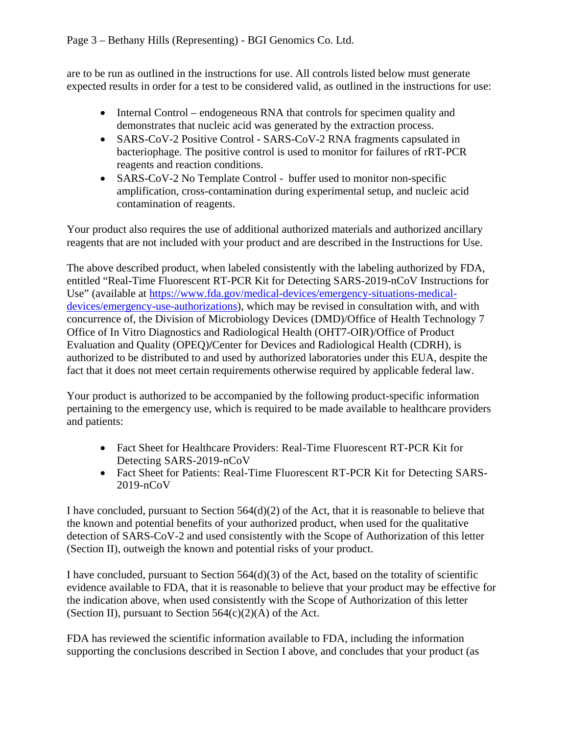are to be run as outlined in the instructions for use. All controls listed below must generate expected results in order for a test to be considered valid, as outlined in the instructions for use:

- Internal Control – endogeneous RNA that controls for specimen quality and demonstrates that nucleic acid was generated by the extraction process.
- SARS-CoV-2 Positive Control - SARS-CoV-2 RNA fragments capsulated in bacteriophage. The positive control is used to monitor for failures of rRT-PCR reagents and reaction conditions.
- SARS-CoV-2 No Template Control - buffer used to monitor non-specific amplification, cross-contamination during experimental setup, and nucleic acid contamination of reagents.

Your product also requires the use of additional authorized materials and authorized ancillary reagents that are not included with your product and are described in the Instructions for Use.

The above described product, when labeled consistently with the labeling authorized by FDA, entitled "Real-Time Fluorescent RT-PCR Kit for Detecting SARS-2019-nCoV Instructions for Use" (available at [https://www.fda.gov/medical-devices/emergency-situations-medical-devices/emergency-use-authorizations](https://www.fda.gov/medical-devices/emergency-situations-medical-devices/emergency-use-authorizations)), which may be revised in consultation with, and with concurrence of, the Division of Microbiology Devices (DMD)/Office of Health Technology 7 Office of In Vitro Diagnostics and Radiological Health (OHT7-OIR)/Office of Product Evaluation and Quality (OPEQ)/Center for Devices and Radiological Health (CDRH), is authorized to be distributed to and used by authorized laboratories under this EUA, despite the fact that it does not meet certain requirements otherwise required by applicable federal law.

Your product is authorized to be accompanied by the following product-specific information pertaining to the emergency use, which is required to be made available to healthcare providers and patients:

- Fact Sheet for Healthcare Providers: Real-Time Fluorescent RT-PCR Kit for Detecting SARS-2019-nCoV
- Fact Sheet for Patients: Real-Time Fluorescent RT-PCR Kit for Detecting SARS-2019-nCoV

I have concluded, pursuant to Section 564(d)(2) of the Act, that it is reasonable to believe that the known and potential benefits of your authorized product, when used for the qualitative detection of SARS-CoV-2 and used consistently with the Scope of Authorization of this letter (Section II), outweigh the known and potential risks of your product.

I have concluded, pursuant to Section 564(d)(3) of the Act, based on the totality of scientific evidence available to FDA, that it is reasonable to believe that your product may be effective for the indication above, when used consistently with the Scope of Authorization of this letter (Section II), pursuant to Section 564(c)(2)(A) of the Act.

FDA has reviewed the scientific information available to FDA, including the information supporting the conclusions described in Section I above, and concludes that your product (as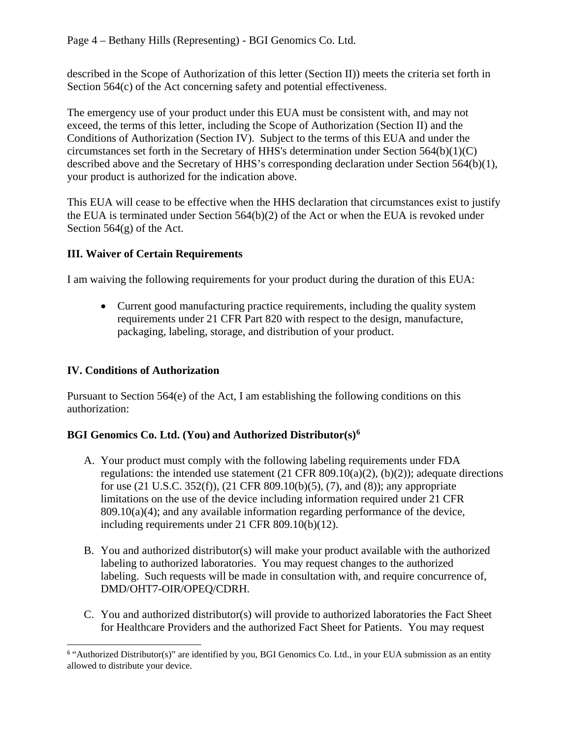described in the Scope of Authorization of this letter (Section II)) meets the criteria set forth in Section 564(c) of the Act concerning safety and potential effectiveness.

The emergency use of your product under this EUA must be consistent with, and may not exceed, the terms of this letter, including the Scope of Authorization (Section II) and the Conditions of Authorization (Section IV). Subject to the terms of this EUA and under the circumstances set forth in the Secretary of HHS's determination under Section 564(b)(1)(C) described above and the Secretary of HHS's corresponding declaration under Section 564(b)(1), your product is authorized for the indication above.

This EUA will cease to be effective when the HHS declaration that circumstances exist to justify the EUA is terminated under Section 564(b)(2) of the Act or when the EUA is revoked under Section 564(g) of the Act.

## III. Waiver of Certain Requirements

I am waiving the following requirements for your product during the duration of this EUA:

- Current good manufacturing practice requirements, including the quality system requirements under 21 CFR Part 820 with respect to the design, manufacture, packaging, labeling, storage, and distribution of your product.

## IV. Conditions of Authorization

Pursuant to Section 564(e) of the Act, I am establishing the following conditions on this authorization:

### BGI Genomics Co. Ltd. (You) and Authorized Distributor(s)[6]

A. Your product must comply with the following labeling requirements under FDA regulations: the intended use statement (21 CFR 809.10(a)(2), (b)(2)); adequate directions for use (21 U.S.C. 352(f)), (21 CFR 809.10(b)(5), (7), and (8)); any appropriate limitations on the use of the device including information required under 21 CFR 809.10(a)(4); and any available information regarding performance of the device, including requirements under 21 CFR 809.10(b)(12).

B. You and authorized distributor(s) will make your product available with the authorized labeling to authorized laboratories. You may request changes to the authorized labeling. Such requests will be made in consultation with, and require concurrence of, DMD/OHT7-OIR/OPEQ/CDRH.

C. You and authorized distributor(s) will provide to authorized laboratories the Fact Sheet for Healthcare Providers and the authorized Fact Sheet for Patients. You may request

[6] "Authorized Distributor(s)" are identified by you, BGI Genomics Co. Ltd., in your EUA submission as an entity allowed to distribute your device.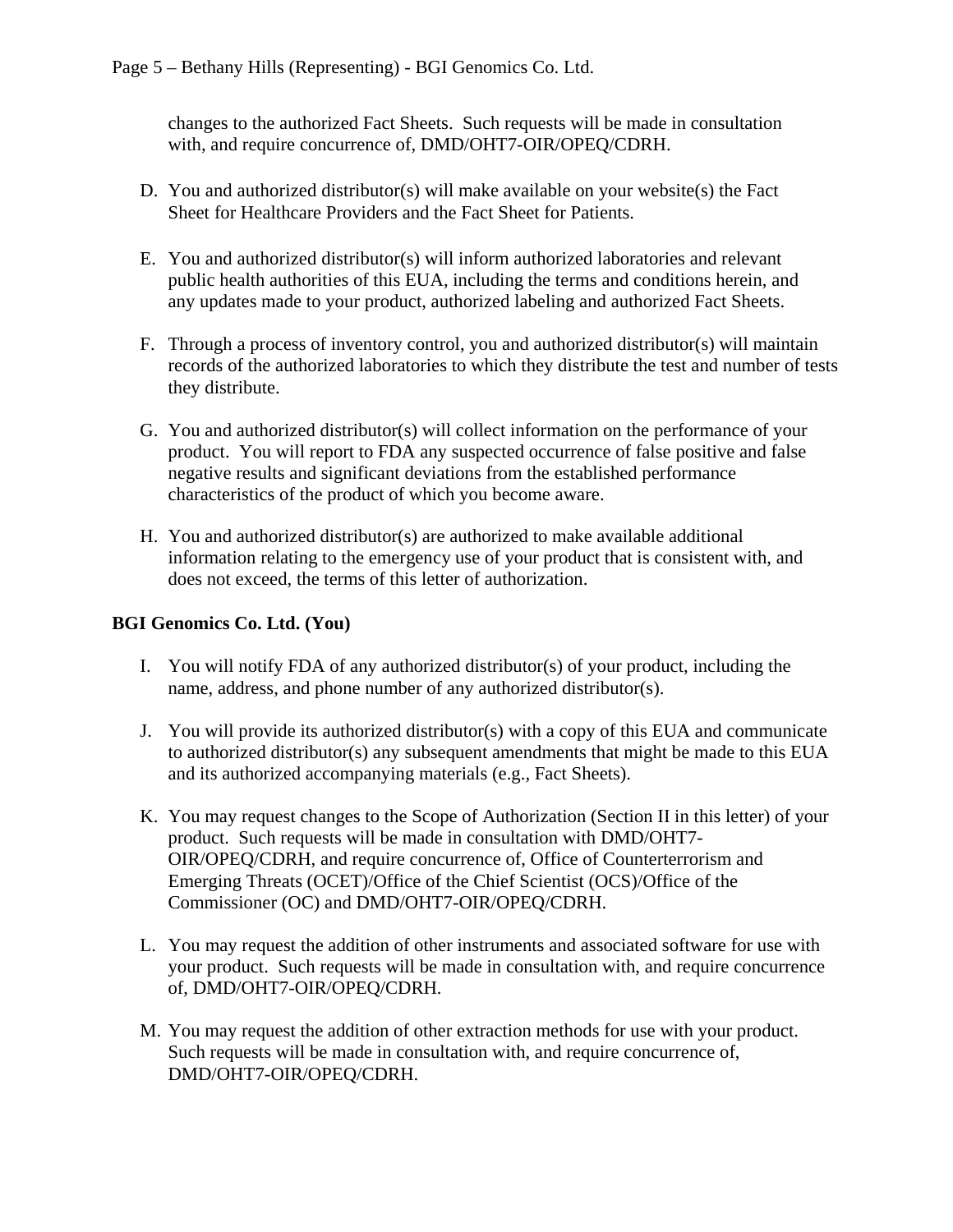changes to the authorized Fact Sheets. Such requests will be made in consultation with, and require concurrence of, DMD/OHT7-OIR/OPEQ/CDRH.

D. You and authorized distributor(s) will make available on your website(s) the Fact Sheet for Healthcare Providers and the Fact Sheet for Patients.

E. You and authorized distributor(s) will inform authorized laboratories and relevant public health authorities of this EUA, including the terms and conditions herein, and any updates made to your product, authorized labeling and authorized Fact Sheets.

F. Through a process of inventory control, you and authorized distributor(s) will maintain records of the authorized laboratories to which they distribute the test and number of tests they distribute.

G. You and authorized distributor(s) will collect information on the performance of your product. You will report to FDA any suspected occurrence of false positive and false negative results and significant deviations from the established performance characteristics of the product of which you become aware.

H. You and authorized distributor(s) are authorized to make available additional information relating to the emergency use of your product that is consistent with, and does not exceed, the terms of this letter of authorization.

**BGI Genomics Co. Ltd. (You)**

I. You will notify FDA of any authorized distributor(s) of your product, including the name, address, and phone number of any authorized distributor(s).

J. You will provide its authorized distributor(s) with a copy of this EUA and communicate to authorized distributor(s) any subsequent amendments that might be made to this EUA and its authorized accompanying materials (e.g., Fact Sheets).

K. You may request changes to the Scope of Authorization (Section II in this letter) of your product. Such requests will be made in consultation with DMD/OHT7-OIR/OPEQ/CDRH, and require concurrence of, Office of Counterterrorism and Emerging Threats (OCET)/Office of the Chief Scientist (OCS)/Office of the Commissioner (OC) and DMD/OHT7-OIR/OPEQ/CDRH.

L. You may request the addition of other instruments and associated software for use with your product. Such requests will be made in consultation with, and require concurrence of, DMD/OHT7-OIR/OPEQ/CDRH.

M. You may request the addition of other extraction methods for use with your product. Such requests will be made in consultation with, and require concurrence of, DMD/OHT7-OIR/OPEQ/CDRH.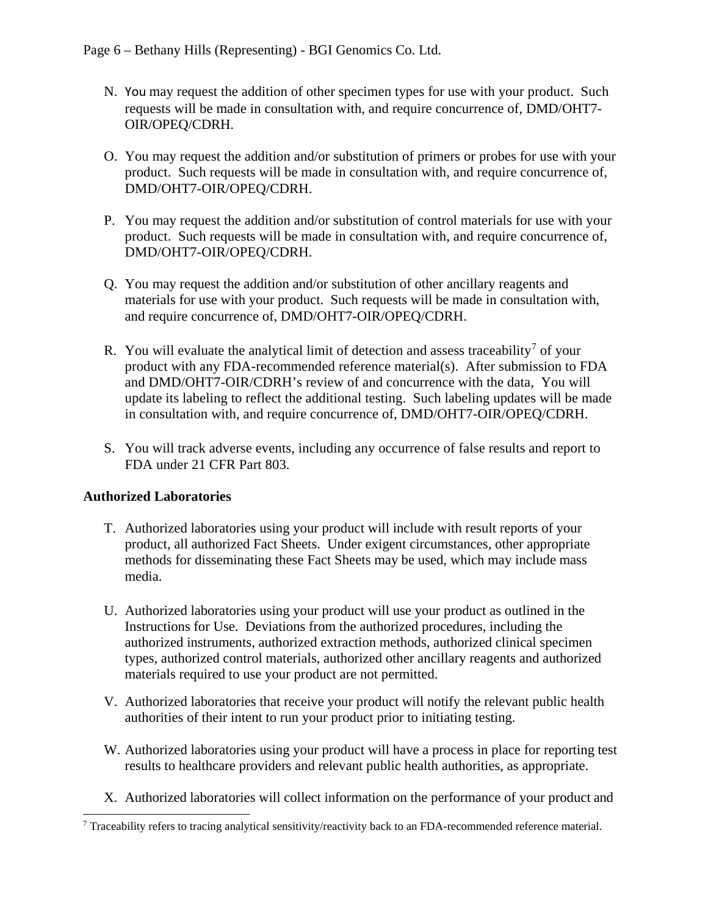N. You may request the addition of other specimen types for use with your product. Such requests will be made in consultation with, and require concurrence of, DMD/OHT7-OIR/OPEQ/CDRH.

O. You may request the addition and/or substitution of primers or probes for use with your product. Such requests will be made in consultation with, and require concurrence of, DMD/OHT7-OIR/OPEQ/CDRH.

P. You may request the addition and/or substitution of control materials for use with your product. Such requests will be made in consultation with, and require concurrence of, DMD/OHT7-OIR/OPEQ/CDRH.

Q. You may request the addition and/or substitution of other ancillary reagents and materials for use with your product. Such requests will be made in consultation with, and require concurrence of, DMD/OHT7-OIR/OPEQ/CDRH.

R. You will evaluate the analytical limit of detection and assess traceability[7] of your product with any FDA-recommended reference material(s). After submission to FDA and DMD/OHT7-OIR/CDRH's review of and concurrence with the data, You will update its labeling to reflect the additional testing. Such labeling updates will be made in consultation with, and require concurrence of, DMD/OHT7-OIR/OPEQ/CDRH.

S. You will track adverse events, including any occurrence of false results and report to FDA under 21 CFR Part 803.

**Authorized Laboratories**

T. Authorized laboratories using your product will include with result reports of your product, all authorized Fact Sheets. Under exigent circumstances, other appropriate methods for disseminating these Fact Sheets may be used, which may include mass media.

U. Authorized laboratories using your product will use your product as outlined in the Instructions for Use. Deviations from the authorized procedures, including the authorized instruments, authorized extraction methods, authorized clinical specimen types, authorized control materials, authorized other ancillary reagents and authorized materials required to use your product are not permitted.

V. Authorized laboratories that receive your product will notify the relevant public health authorities of their intent to run your product prior to initiating testing.

W. Authorized laboratories using your product will have a process in place for reporting test results to healthcare providers and relevant public health authorities, as appropriate.

X. Authorized laboratories will collect information on the performance of your product and

[7] Traceability refers to tracing analytical sensitivity/reactivity back to an FDA-recommended reference material.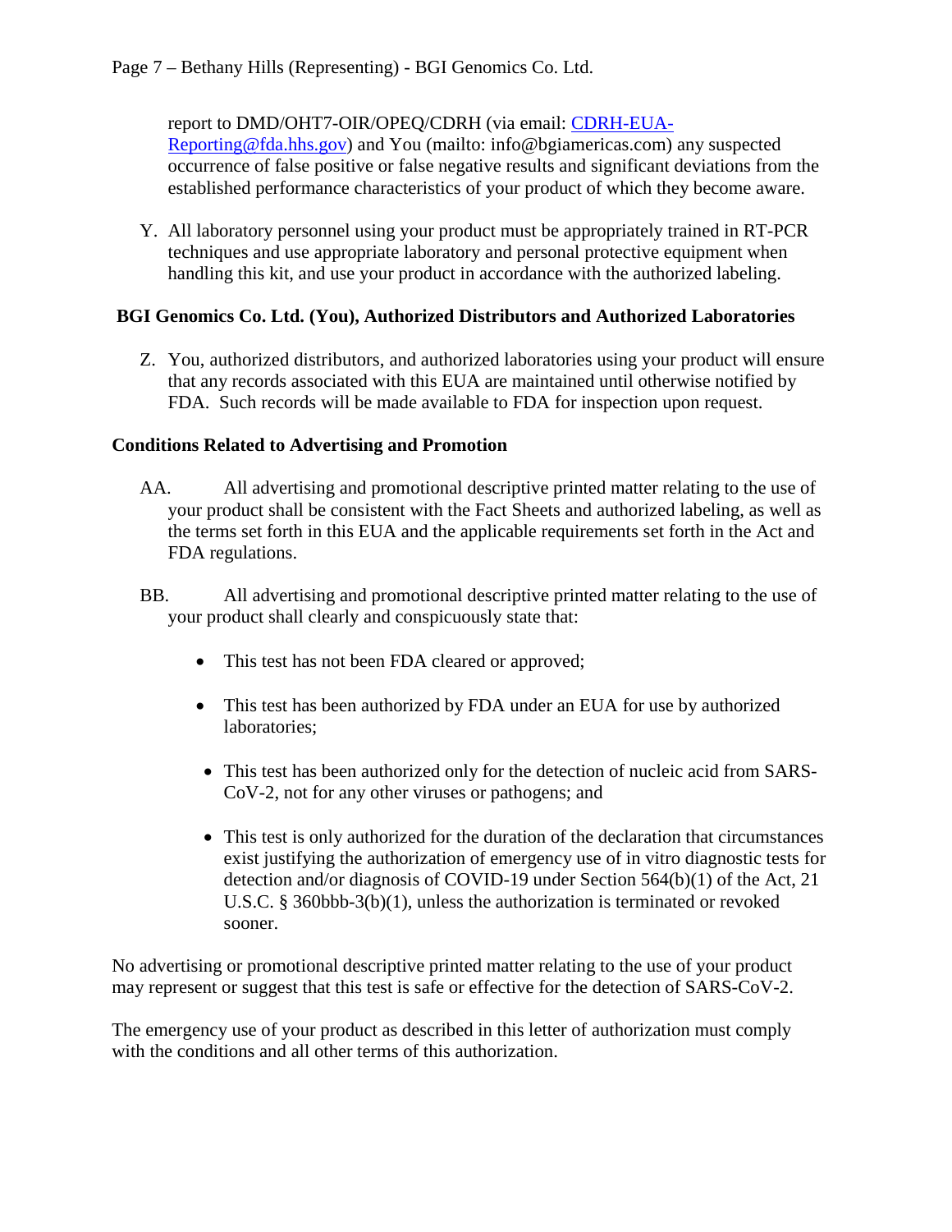report to DMD/OHT7-OIR/OPEQ/CDRH (via email: CDRH-EUA-Reporting@fda.hhs.gov) and You (mailto: info@bgiamericas.com) any suspected occurrence of false positive or false negative results and significant deviations from the established performance characteristics of your product of which they become aware.

Y. All laboratory personnel using your product must be appropriately trained in RT-PCR techniques and use appropriate laboratory and personal protective equipment when handling this kit, and use your product in accordance with the authorized labeling.

**BGI Genomics Co. Ltd. (You), Authorized Distributors and Authorized Laboratories**

Z. You, authorized distributors, and authorized laboratories using your product will ensure that any records associated with this EUA are maintained until otherwise notified by FDA. Such records will be made available to FDA for inspection upon request.

**Conditions Related to Advertising and Promotion**

AA. All advertising and promotional descriptive printed matter relating to the use of your product shall be consistent with the Fact Sheets and authorized labeling, as well as the terms set forth in this EUA and the applicable requirements set forth in the Act and FDA regulations.

BB. All advertising and promotional descriptive printed matter relating to the use of your product shall clearly and conspicuously state that:

- This test has not been FDA cleared or approved;
- This test has been authorized by FDA under an EUA for use by authorized laboratories;
- This test has been authorized only for the detection of nucleic acid from SARS-CoV-2, not for any other viruses or pathogens; and
- This test is only authorized for the duration of the declaration that circumstances exist justifying the authorization of emergency use of in vitro diagnostic tests for detection and/or diagnosis of COVID-19 under Section 564(b)(1) of the Act, 21 U.S.C. § 360bbb-3(b)(1), unless the authorization is terminated or revoked sooner.

No advertising or promotional descriptive printed matter relating to the use of your product may represent or suggest that this test is safe or effective for the detection of SARS-CoV-2.

The emergency use of your product as described in this letter of authorization must comply with the conditions and all other terms of this authorization.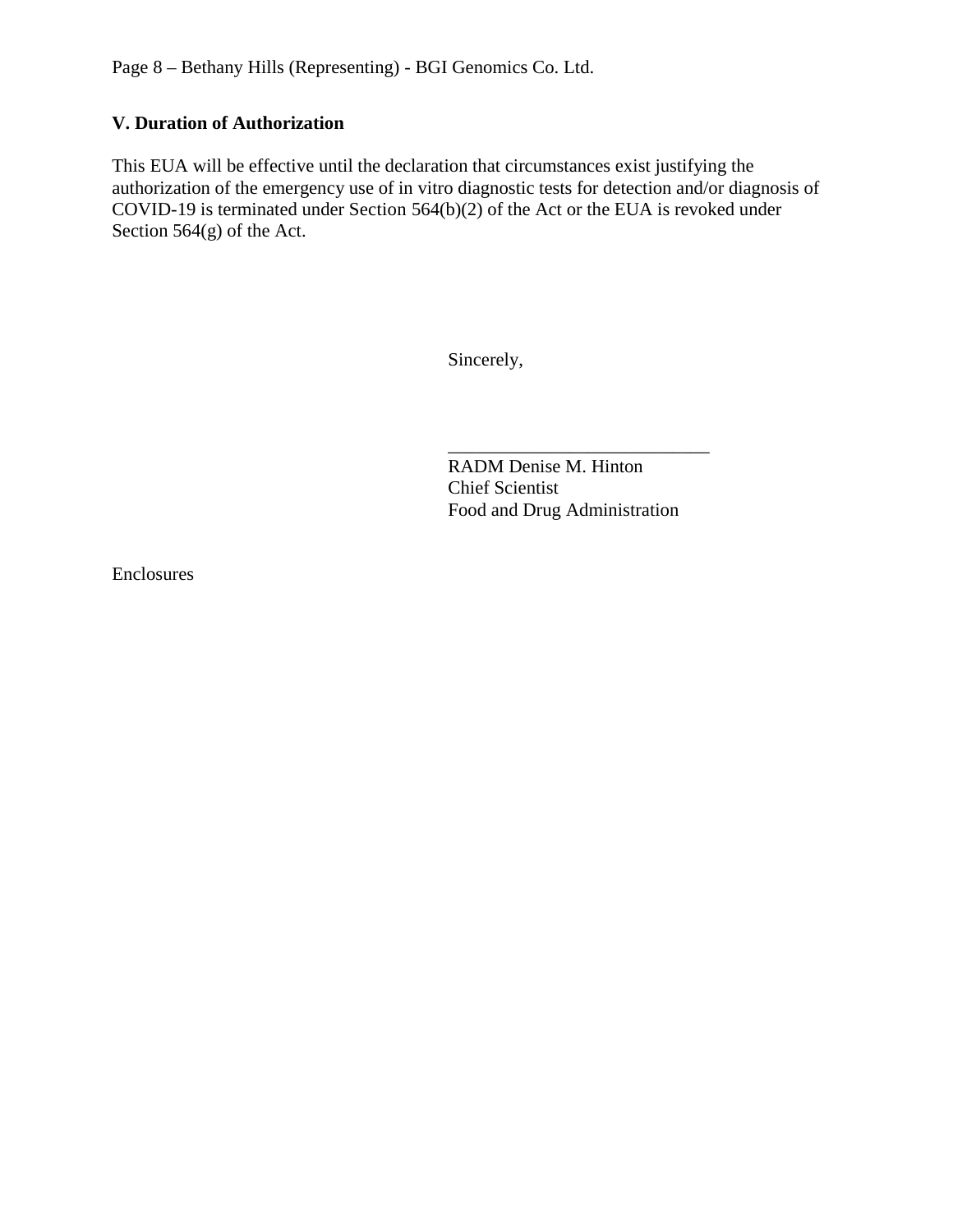**V. Duration of Authorization**

This EUA will be effective until the declaration that circumstances exist justifying the authorization of the emergency use of in vitro diagnostic tests for detection and/or diagnosis of COVID-19 is terminated under Section 564(b)(2) of the Act or the EUA is revoked under Section 564(g) of the Act.

Sincerely,

\_\_\_\_\_\_\_\_\_\_\_\_\_\_\_\_\_\_\_\_\_\_\_\_\_\_\_\_\_\_

RADM Denise M. Hinton
Chief Scientist
Food and Drug Administration

Enclosures